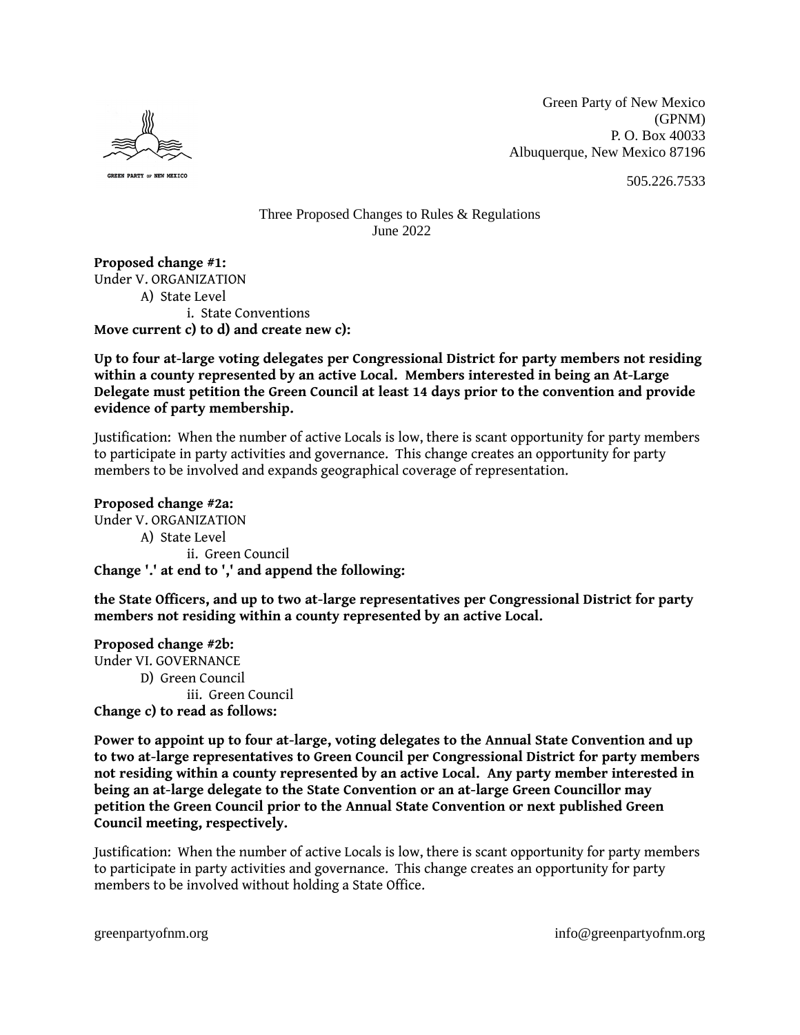Green Party of New Mexico
(GPNM)
P. O. Box 40033
Albuquerque, New Mexico 87196

505.226.7533

Three Proposed Changes to Rules & Regulations
June 2022

**Proposed change #1:**
Under V. ORGANIZATION
A) State Level
i. State Conventions
**Move current c) to d) and create new c):**

**Up to four at-large voting delegates per Congressional District for party members not residing within a county represented by an active Local. Members interested in being an At-Large Delegate must petition the Green Council at least 14 days prior to the convention and provide evidence of party membership.**

Justification: When the number of active Locals is low, there is scant opportunity for party members to participate in party activities and governance. This change creates an opportunity for party members to be involved and expands geographical coverage of representation.

**Proposed change #2a:**
Under V. ORGANIZATION
A) State Level
ii. Green Council
**Change '.' at end to ',' and append the following:**

**the State Officers, and up to two at-large representatives per Congressional District for party members not residing within a county represented by an active Local.**

**Proposed change #2b:**
Under VI. GOVERNANCE
D) Green Council
iii. Green Council
**Change c) to read as follows:**

**Power to appoint up to four at-large, voting delegates to the Annual State Convention and up to two at-large representatives to Green Council per Congressional District for party members not residing within a county represented by an active Local. Any party member interested in being an at-large delegate to the State Convention or an at-large Green Councillor may petition the Green Council prior to the Annual State Convention or next published Green Council meeting, respectively.**

Justification: When the number of active Locals is low, there is scant opportunity for party members to participate in party activities and governance. This change creates an opportunity for party members to be involved without holding a State Office.

greenpartyofnm.org info@greenpartyofnm.org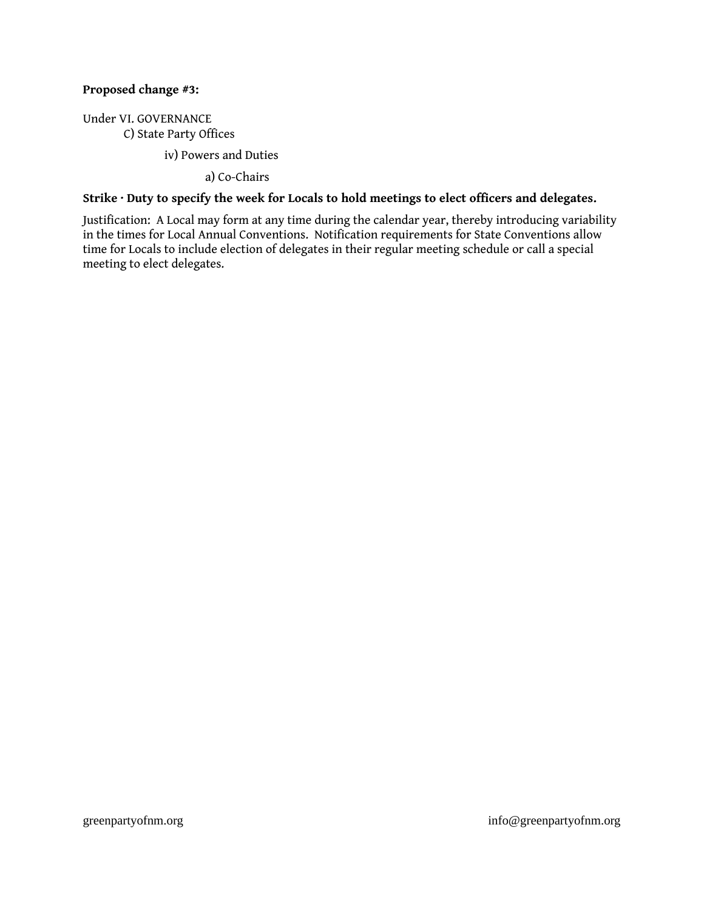**Proposed change #3:**

Under VI. GOVERNANCE

C) State Party Offices

iv) Powers and Duties

a) Co-Chairs

**Strike · Duty to specify the week for Locals to hold meetings to elect officers and delegates.**

Justification: A Local may form at any time during the calendar year, thereby introducing variability in the times for Local Annual Conventions. Notification requirements for State Conventions allow time for Locals to include election of delegates in their regular meeting schedule or call a special meeting to elect delegates.